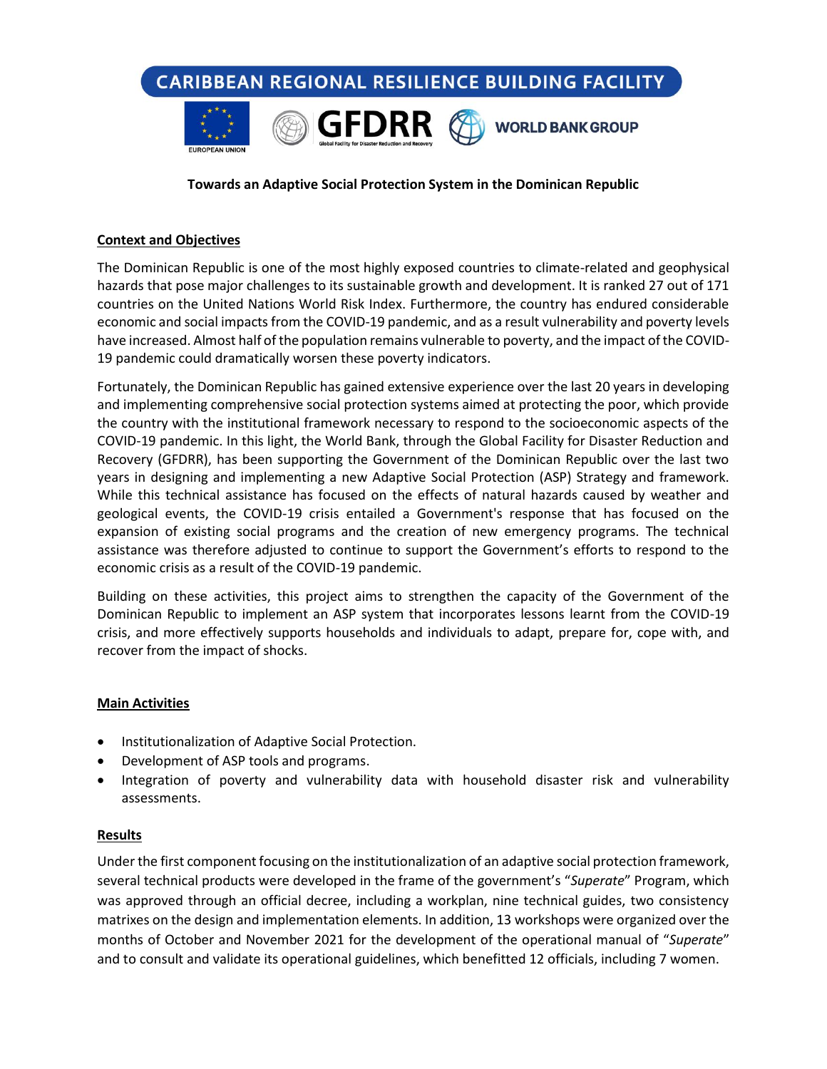CARIBBEAN REGIONAL RESILIENCE BUILDING FACILITY

# Towards an Adaptive Social Protection System in the Dominican Republic

## Context and Objectives

The Dominican Republic is one of the most highly exposed countries to climate-related and geophysical hazards that pose major challenges to its sustainable growth and development. It is ranked 27 out of 171 countries on the United Nations World Risk Index. Furthermore, the country has endured considerable economic and social impacts from the COVID-19 pandemic, and as a result vulnerability and poverty levels have increased. Almost half of the population remains vulnerable to poverty, and the impact of the COVID-19 pandemic could dramatically worsen these poverty indicators.

Fortunately, the Dominican Republic has gained extensive experience over the last 20 years in developing and implementing comprehensive social protection systems aimed at protecting the poor, which provide the country with the institutional framework necessary to respond to the socioeconomic aspects of the COVID-19 pandemic. In this light, the World Bank, through the Global Facility for Disaster Reduction and Recovery (GFDRR), has been supporting the Government of the Dominican Republic over the last two years in designing and implementing a new Adaptive Social Protection (ASP) Strategy and framework. While this technical assistance has focused on the effects of natural hazards caused by weather and geological events, the COVID-19 crisis entailed a Government's response that has focused on the expansion of existing social programs and the creation of new emergency programs. The technical assistance was therefore adjusted to continue to support the Government's efforts to respond to the economic crisis as a result of the COVID-19 pandemic.

Building on these activities, this project aims to strengthen the capacity of the Government of the Dominican Republic to implement an ASP system that incorporates lessons learnt from the COVID-19 crisis, and more effectively supports households and individuals to adapt, prepare for, cope with, and recover from the impact of shocks.

## Main Activities

- Institutionalization of Adaptive Social Protection.
- Development of ASP tools and programs.
- Integration of poverty and vulnerability data with household disaster risk and vulnerability assessments.

## Results

Under the first component focusing on the institutionalization of an adaptive social protection framework, several technical products were developed in the frame of the government's "*Superate*" Program, which was approved through an official decree, including a workplan, nine technical guides, two consistency matrixes on the design and implementation elements. In addition, 13 workshops were organized over the months of October and November 2021 for the development of the operational manual of "*Superate*" and to consult and validate its operational guidelines, which benefitted 12 officials, including 7 women.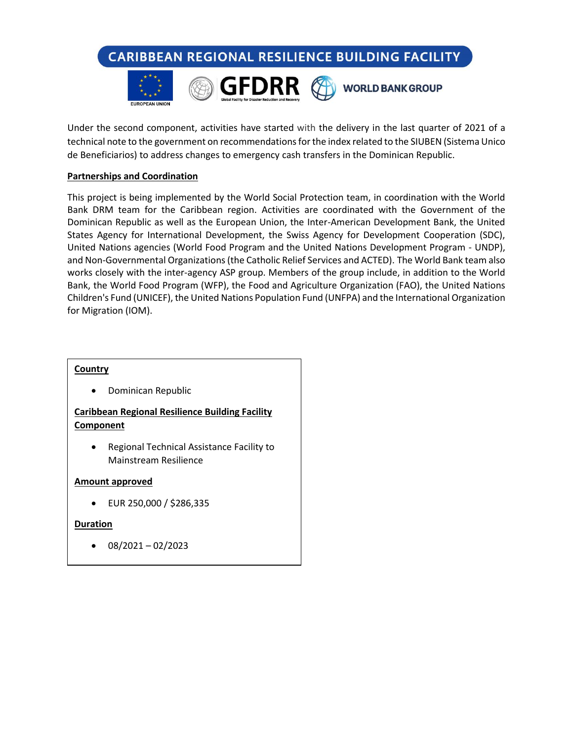Under the second component, activities have started with the delivery in the last quarter of 2021 of a technical note to the government on recommendations for the index related to the SIUBEN (Sistema Unico de Beneficiarios) to address changes to emergency cash transfers in the Dominican Republic.

**Partnerships and Coordination**

This project is being implemented by the World Social Protection team, in coordination with the World Bank DRM team for the Caribbean region. Activities are coordinated with the Government of the Dominican Republic as well as the European Union, the Inter-American Development Bank, the United States Agency for International Development, the Swiss Agency for Development Cooperation (SDC), United Nations agencies (World Food Program and the United Nations Development Program - UNDP), and Non-Governmental Organizations (the Catholic Relief Services and ACTED). The World Bank team also works closely with the inter-agency ASP group. Members of the group include, in addition to the World Bank, the World Food Program (WFP), the Food and Agriculture Organization (FAO), the United Nations Children's Fund (UNICEF), the United Nations Population Fund (UNFPA) and the International Organization for Migration (IOM).

**Country**

- Dominican Republic

**Caribbean Regional Resilience Building Facility Component**

- Regional Technical Assistance Facility to Mainstream Resilience

**Amount approved**

- EUR 250,000 / $286,335

**Duration**

- 08/2021 – 02/2023